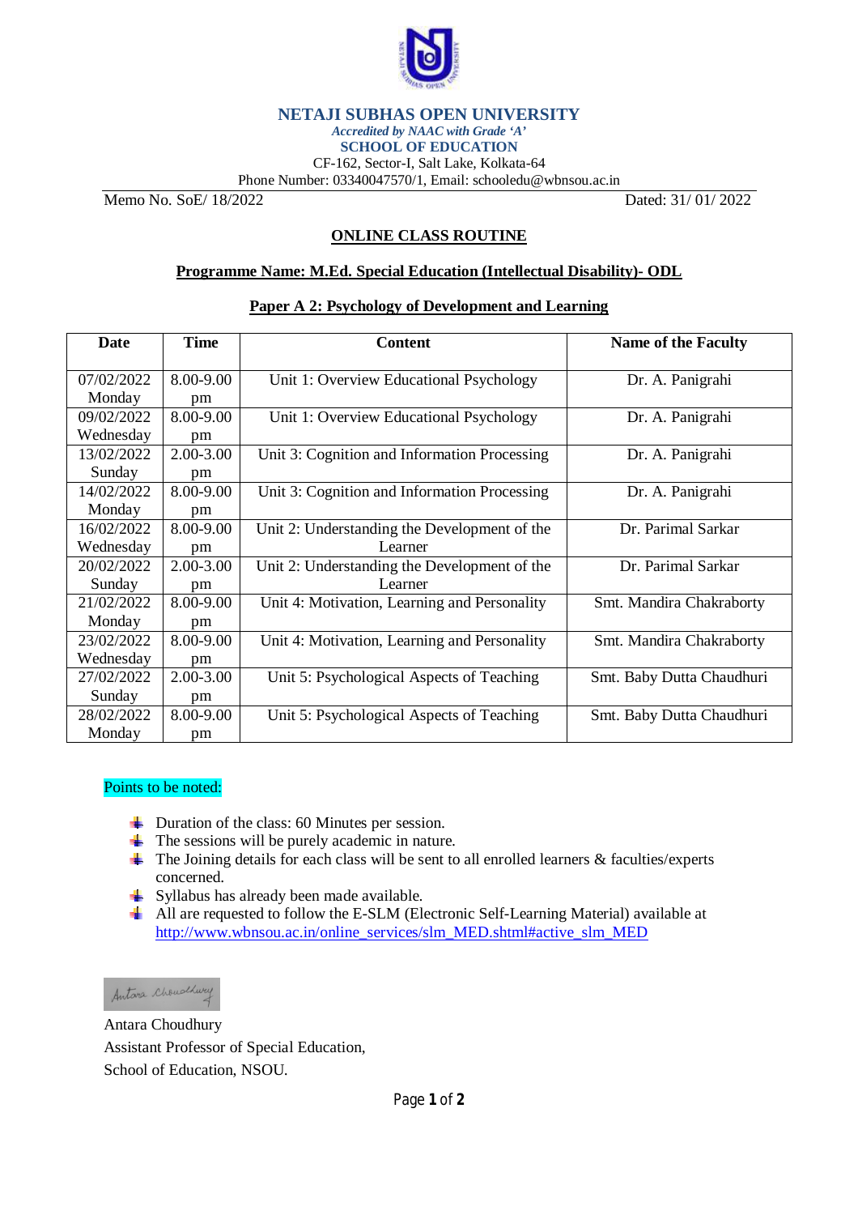# NETAJI SUBHAS OPEN UNIVERSITY

*Accredited by NAAC with Grade 'A'*

**SCHOOL OF EDUCATION**

CF-162, Sector-I, Salt Lake, Kolkata-64

Phone Number: 03340047570/1, Email: schooledu@wbnsou.ac.in

Memo No. SoE/ 18/2022 Dated: 31/ 01/ 2022

## ONLINE CLASS ROUTINE

### Programme Name: M.Ed. Special Education (Intellectual Disability)- ODL

### Paper A 2: Psychology of Development and Learning

| Date | Time | Content | Name of the Faculty |
|---|---|---|---|
| 07/02/2022 Monday | 8.00-9.00 pm | Unit 1: Overview Educational Psychology | Dr. A. Panigrahi |
| 09/02/2022 Wednesday | 8.00-9.00 pm | Unit 1: Overview Educational Psychology | Dr. A. Panigrahi |
| 13/02/2022 Sunday | 2.00-3.00 pm | Unit 3: Cognition and Information Processing | Dr. A. Panigrahi |
| 14/02/2022 Monday | 8.00-9.00 pm | Unit 3: Cognition and Information Processing | Dr. A. Panigrahi |
| 16/02/2022 Wednesday | 8.00-9.00 pm | Unit 2: Understanding the Development of the Learner | Dr. Parimal Sarkar |
| 20/02/2022 Sunday | 2.00-3.00 pm | Unit 2: Understanding the Development of the Learner | Dr. Parimal Sarkar |
| 21/02/2022 Monday | 8.00-9.00 pm | Unit 4: Motivation, Learning and Personality | Smt. Mandira Chakraborty |
| 23/02/2022 Wednesday | 8.00-9.00 pm | Unit 4: Motivation, Learning and Personality | Smt. Mandira Chakraborty |
| 27/02/2022 Sunday | 2.00-3.00 pm | Unit 5: Psychological Aspects of Teaching | Smt. Baby Dutta Chaudhuri |
| 28/02/2022 Monday | 8.00-9.00 pm | Unit 5: Psychological Aspects of Teaching | Smt. Baby Dutta Chaudhuri |

Points to be noted:

- Duration of the class: 60 Minutes per session.
- The sessions will be purely academic in nature.
- The Joining details for each class will be sent to all enrolled learners & faculties/experts concerned.
- Syllabus has already been made available.
- All are requested to follow the E-SLM (Electronic Self-Learning Material) available at http://www.wbnsou.ac.in/online_services/slm_MED.shtml#active_slm_MED

Antara Choudhury

Antara Choudhury
Assistant Professor of Special Education,
School of Education, NSOU.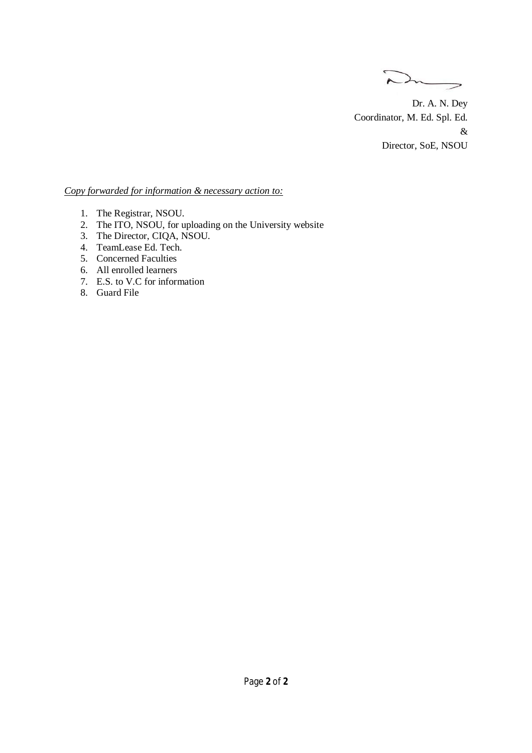Dr. A. N. Dey
Coordinator, M. Ed. Spl. Ed.
&
Director, SoE, NSOU

*Copy forwarded for information & necessary action to:*

1. The Registrar, NSOU.
2. The ITO, NSOU, for uploading on the University website
3. The Director, CIQA, NSOU.
4. TeamLease Ed. Tech.
5. Concerned Faculties
6. All enrolled learners
7. E.S. to V.C for information
8. Guard File